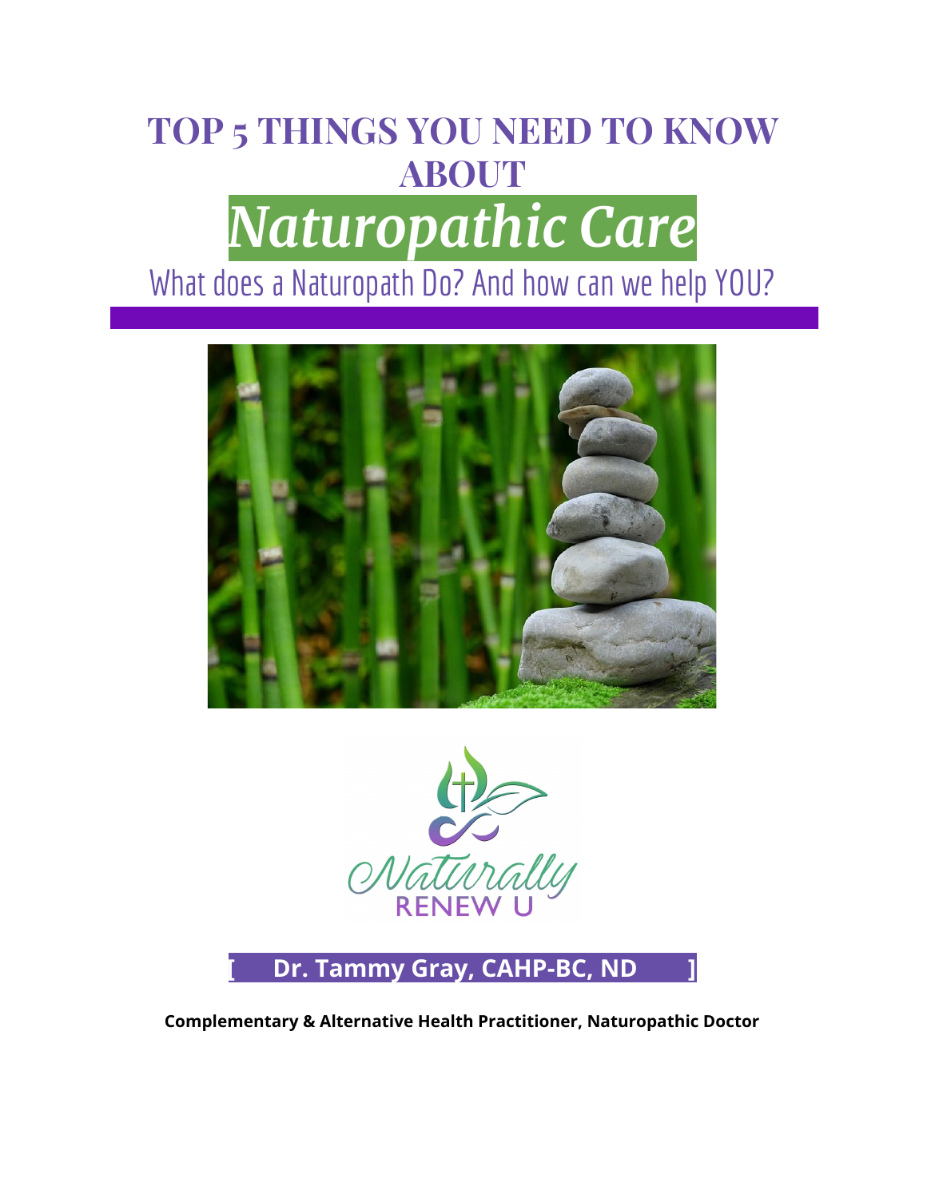# TOP 5 THINGS YOU NEED TO KNOW ABOUT

# *Naturopathic Care*

## What does a Naturopath Do? And how can we help YOU?

Naturally RENEW U

[ **Dr. Tammy Gray, CAHP-BC, ND** ]

**Complementary & Alternative Health Practitioner, Naturopathic Doctor**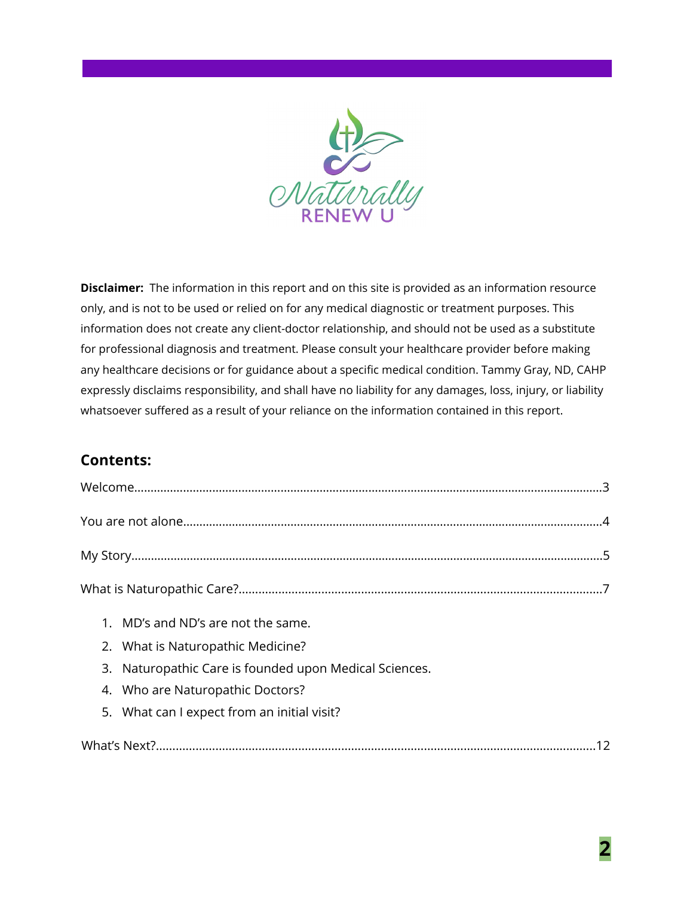**Disclaimer:** The information in this report and on this site is provided as an information resource only, and is not to be used or relied on for any medical diagnostic or treatment purposes. This information does not create any client-doctor relationship, and should not be used as a substitute for professional diagnosis and treatment. Please consult your healthcare provider before making any healthcare decisions or for guidance about a specific medical condition. Tammy Gray, ND, CAHP expressly disclaims responsibility, and shall have no liability for any damages, loss, injury, or liability whatsoever suffered as a result of your reliance on the information contained in this report.

## Contents:

Welcome....................................................................................................................3

You are not alone......................................................................................................4

My Story....................................................................................................................5

What is Naturopathic Care?....................................................................................7

1. MD's and ND's are not the same.
2. What is Naturopathic Medicine?
3. Naturopathic Care is founded upon Medical Sciences.
4. Who are Naturopathic Doctors?
5. What can I expect from an initial visit?

What's Next?.........................................................................................................12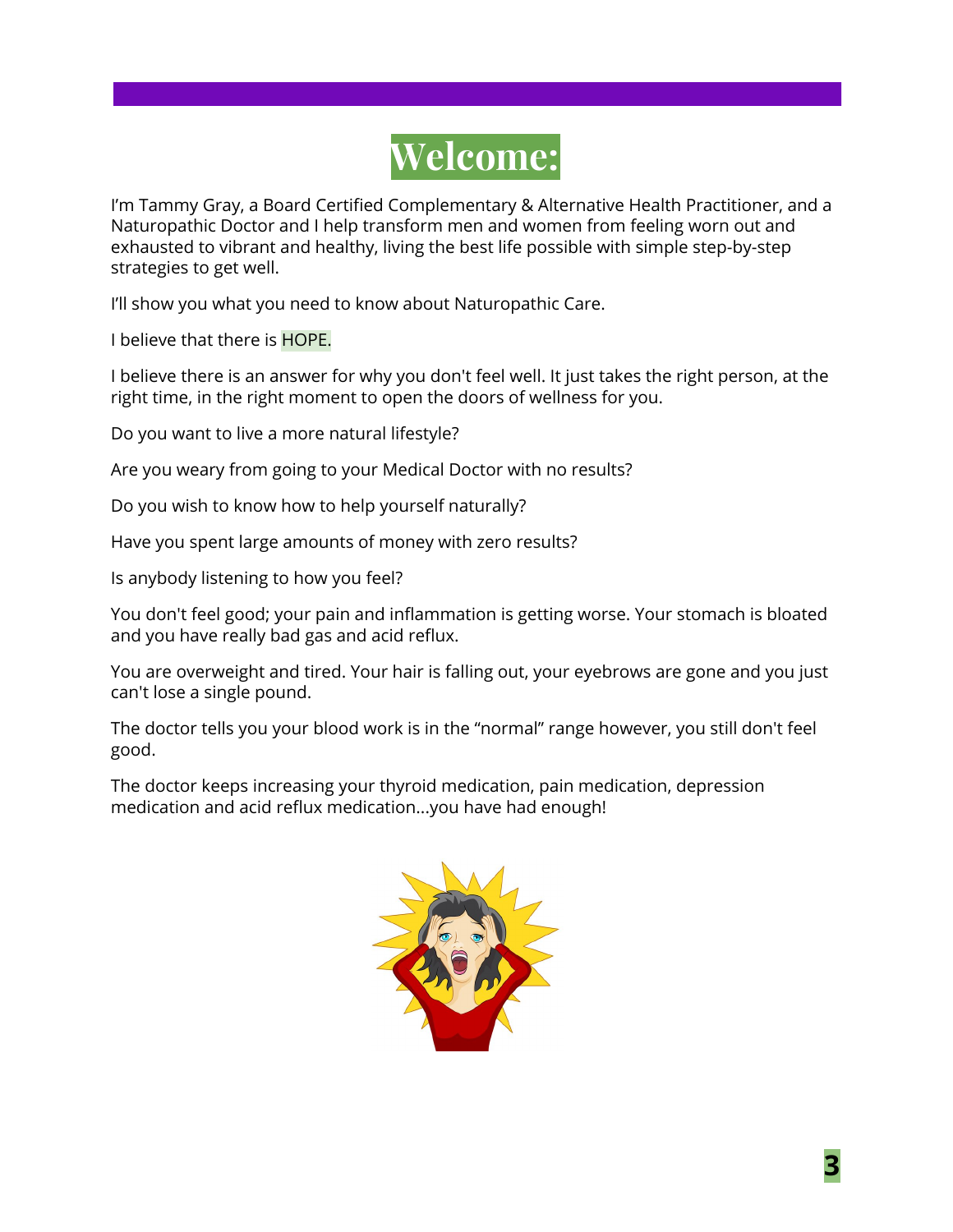# Welcome:

I'm Tammy Gray, a Board Certified Complementary & Alternative Health Practitioner, and a Naturopathic Doctor and I help transform men and women from feeling worn out and exhausted to vibrant and healthy, living the best life possible with simple step-by-step strategies to get well.

I'll show you what you need to know about Naturopathic Care.

I believe that there is HOPE.

I believe there is an answer for why you don't feel well. It just takes the right person, at the right time, in the right moment to open the doors of wellness for you.

Do you want to live a more natural lifestyle?

Are you weary from going to your Medical Doctor with no results?

Do you wish to know how to help yourself naturally?

Have you spent large amounts of money with zero results?

Is anybody listening to how you feel?

You don't feel good; your pain and inflammation is getting worse. Your stomach is bloated and you have really bad gas and acid reflux.

You are overweight and tired. Your hair is falling out, your eyebrows are gone and you just can't lose a single pound.

The doctor tells you your blood work is in the "normal" range however, you still don't feel good.

The doctor keeps increasing your thyroid medication, pain medication, depression medication and acid reflux medication...you have had enough!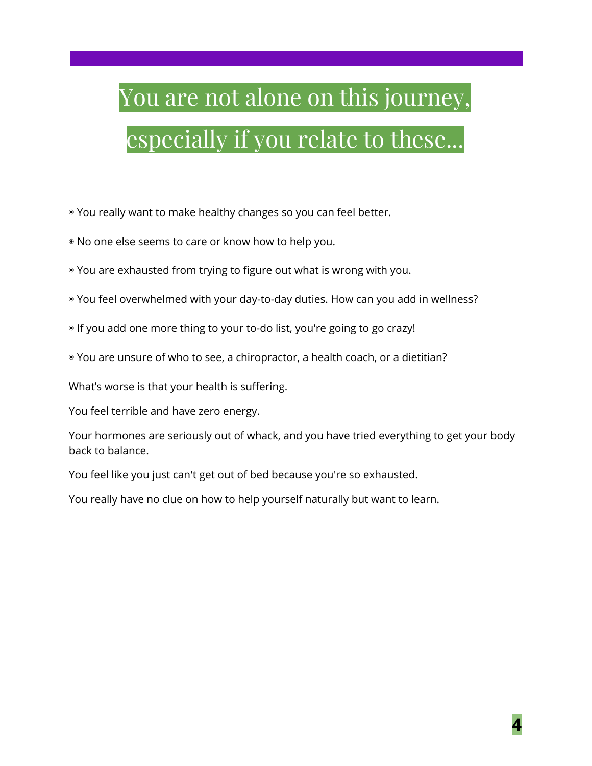# You are not alone on this journey, especially if you relate to these...

◉ You really want to make healthy changes so you can feel better.

◉ No one else seems to care or know how to help you.

◉ You are exhausted from trying to figure out what is wrong with you.

◉ You feel overwhelmed with your day-to-day duties. How can you add in wellness?

◉ If you add one more thing to your to-do list, you're going to go crazy!

◉ You are unsure of who to see, a chiropractor, a health coach, or a dietitian?

What’s worse is that your health is suffering.

You feel terrible and have zero energy.

Your hormones are seriously out of whack, and you have tried everything to get your body back to balance.

You feel like you just can't get out of bed because you're so exhausted.

You really have no clue on how to help yourself naturally but want to learn.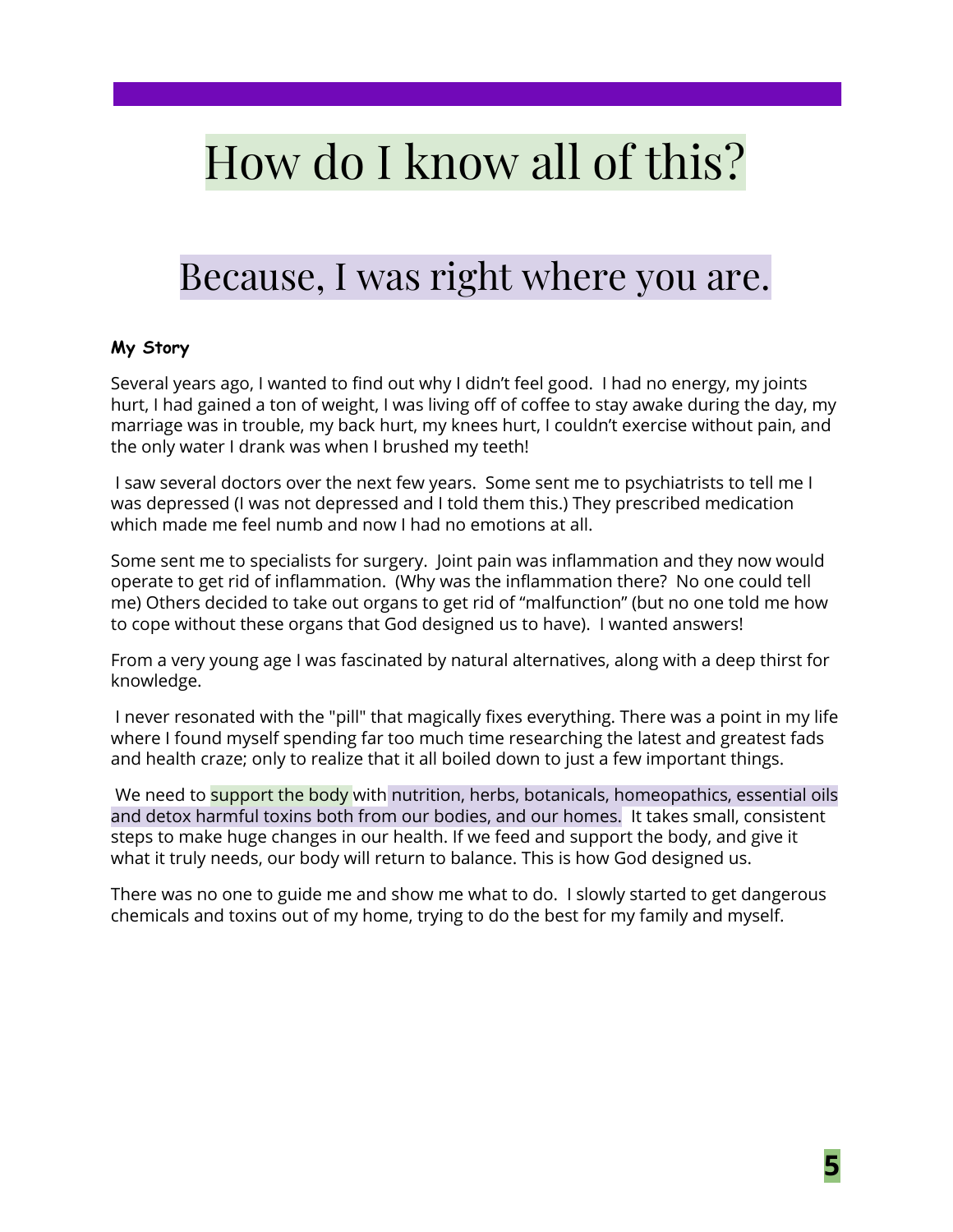# How do I know all of this?

## Because, I was right where you are.

**My Story**

Several years ago, I wanted to find out why I didn't feel good. I had no energy, my joints hurt, I had gained a ton of weight, I was living off of coffee to stay awake during the day, my marriage was in trouble, my back hurt, my knees hurt, I couldn't exercise without pain, and the only water I drank was when I brushed my teeth!

I saw several doctors over the next few years. Some sent me to psychiatrists to tell me I was depressed (I was not depressed and I told them this.) They prescribed medication which made me feel numb and now I had no emotions at all.

Some sent me to specialists for surgery. Joint pain was inflammation and they now would operate to get rid of inflammation. (Why was the inflammation there? No one could tell me) Others decided to take out organs to get rid of "malfunction" (but no one told me how to cope without these organs that God designed us to have). I wanted answers!

From a very young age I was fascinated by natural alternatives, along with a deep thirst for knowledge.

I never resonated with the "pill" that magically fixes everything. There was a point in my life where I found myself spending far too much time researching the latest and greatest fads and health craze; only to realize that it all boiled down to just a few important things.

We need to support the body with nutrition, herbs, botanicals, homeopathics, essential oils and detox harmful toxins both from our bodies, and our homes. It takes small, consistent steps to make huge changes in our health. If we feed and support the body, and give it what it truly needs, our body will return to balance. This is how God designed us.

There was no one to guide me and show me what to do. I slowly started to get dangerous chemicals and toxins out of my home, trying to do the best for my family and myself.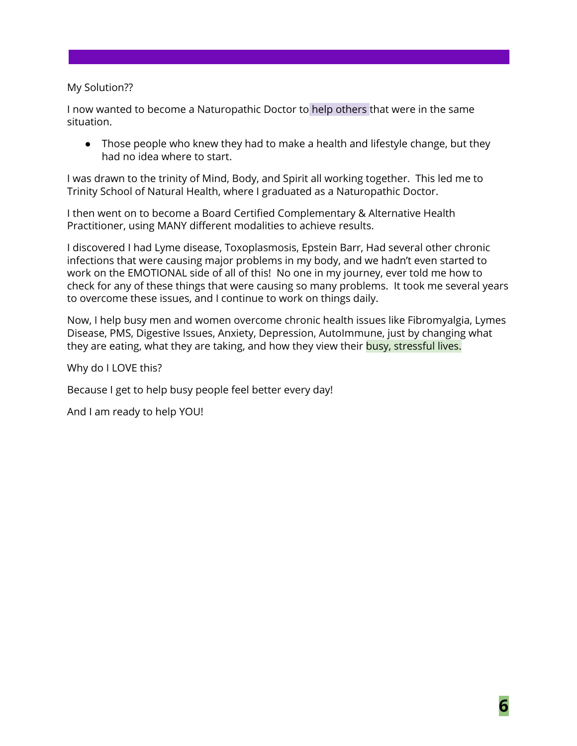My Solution??

I now wanted to become a Naturopathic Doctor to help others that were in the same situation.

- Those people who knew they had to make a health and lifestyle change, but they had no idea where to start.

I was drawn to the trinity of Mind, Body, and Spirit all working together. This led me to Trinity School of Natural Health, where I graduated as a Naturopathic Doctor.

I then went on to become a Board Certified Complementary & Alternative Health Practitioner, using MANY different modalities to achieve results.

I discovered I had Lyme disease, Toxoplasmosis, Epstein Barr, Had several other chronic infections that were causing major problems in my body, and we hadn't even started to work on the EMOTIONAL side of all of this! No one in my journey, ever told me how to check for any of these things that were causing so many problems. It took me several years to overcome these issues, and I continue to work on things daily.

Now, I help busy men and women overcome chronic health issues like Fibromyalgia, Lymes Disease, PMS, Digestive Issues, Anxiety, Depression, AutoImmune, just by changing what they are eating, what they are taking, and how they view their busy, stressful lives.

Why do I LOVE this?

Because I get to help busy people feel better every day!

And I am ready to help YOU!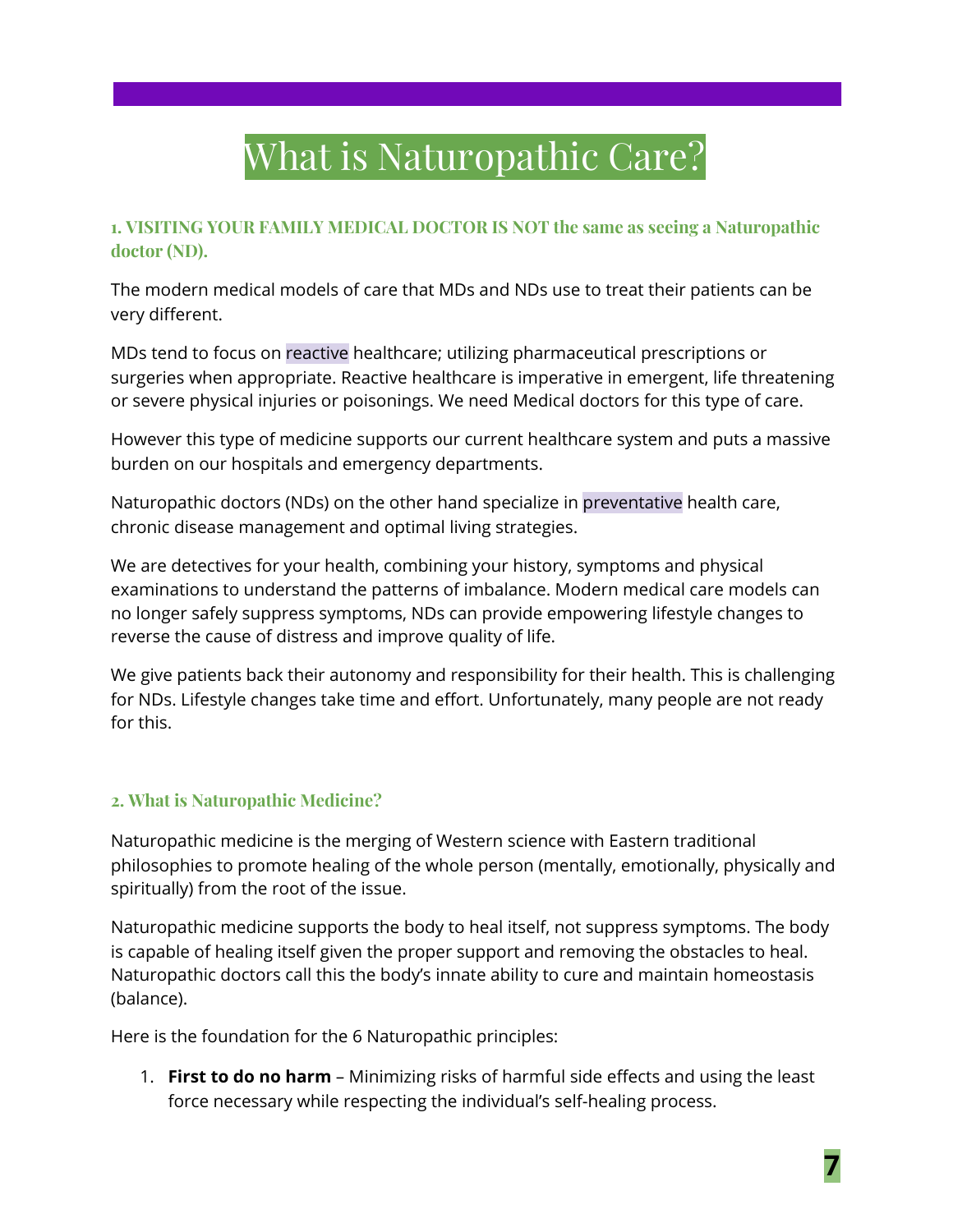# What is Naturopathic Care?

### 1. VISITING YOUR FAMILY MEDICAL DOCTOR IS NOT the same as seeing a Naturopathic doctor (ND).

The modern medical models of care that MDs and NDs use to treat their patients can be very different.

MDs tend to focus on reactive healthcare; utilizing pharmaceutical prescriptions or surgeries when appropriate. Reactive healthcare is imperative in emergent, life threatening or severe physical injuries or poisonings. We need Medical doctors for this type of care.

However this type of medicine supports our current healthcare system and puts a massive burden on our hospitals and emergency departments.

Naturopathic doctors (NDs) on the other hand specialize in preventative health care, chronic disease management and optimal living strategies.

We are detectives for your health, combining your history, symptoms and physical examinations to understand the patterns of imbalance. Modern medical care models can no longer safely suppress symptoms, NDs can provide empowering lifestyle changes to reverse the cause of distress and improve quality of life.

We give patients back their autonomy and responsibility for their health. This is challenging for NDs. Lifestyle changes take time and effort. Unfortunately, many people are not ready for this.

### 2. What is Naturopathic Medicine?

Naturopathic medicine is the merging of Western science with Eastern traditional philosophies to promote healing of the whole person (mentally, emotionally, physically and spiritually) from the root of the issue.

Naturopathic medicine supports the body to heal itself, not suppress symptoms. The body is capable of healing itself given the proper support and removing the obstacles to heal. Naturopathic doctors call this the body's innate ability to cure and maintain homeostasis (balance).

Here is the foundation for the 6 Naturopathic principles:

1. **First to do no harm** – Minimizing risks of harmful side effects and using the least force necessary while respecting the individual's self-healing process.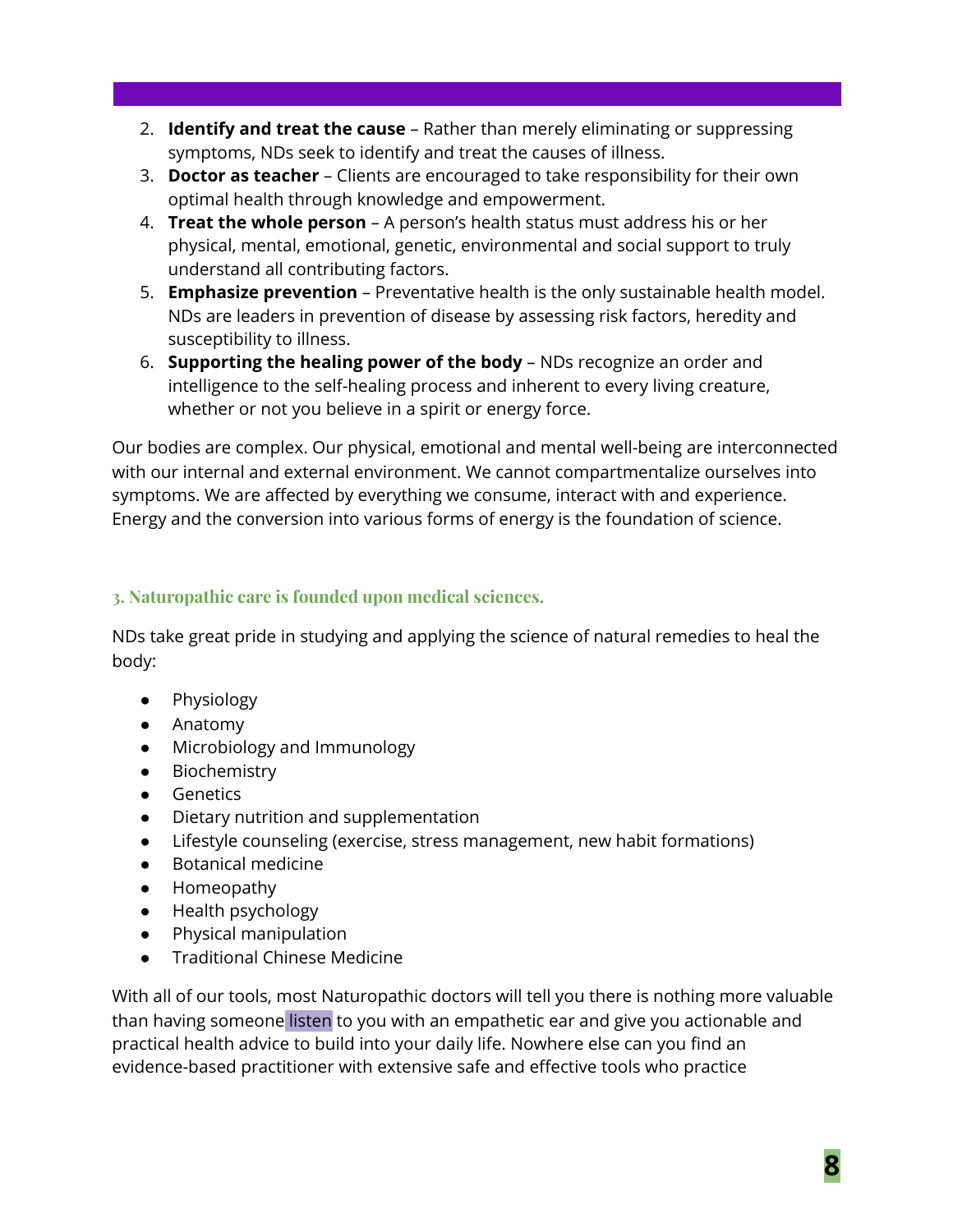2. **Identify and treat the cause** – Rather than merely eliminating or suppressing symptoms, NDs seek to identify and treat the causes of illness.
3. **Doctor as teacher** – Clients are encouraged to take responsibility for their own optimal health through knowledge and empowerment.
4. **Treat the whole person** – A person's health status must address his or her physical, mental, emotional, genetic, environmental and social support to truly understand all contributing factors.
5. **Emphasize prevention** – Preventative health is the only sustainable health model. NDs are leaders in prevention of disease by assessing risk factors, heredity and susceptibility to illness.
6. **Supporting the healing power of the body** – NDs recognize an order and intelligence to the self-healing process and inherent to every living creature, whether or not you believe in a spirit or energy force.

Our bodies are complex. Our physical, emotional and mental well-being are interconnected with our internal and external environment. We cannot compartmentalize ourselves into symptoms. We are affected by everything we consume, interact with and experience. Energy and the conversion into various forms of energy is the foundation of science.

### 3. Naturopathic care is founded upon medical sciences.

NDs take great pride in studying and applying the science of natural remedies to heal the body:

- Physiology
- Anatomy
- Microbiology and Immunology
- Biochemistry
- Genetics
- Dietary nutrition and supplementation
- Lifestyle counseling (exercise, stress management, new habit formations)
- Botanical medicine
- Homeopathy
- Health psychology
- Physical manipulation
- Traditional Chinese Medicine

With all of our tools, most Naturopathic doctors will tell you there is nothing more valuable than having someone listen to you with an empathetic ear and give you actionable and practical health advice to build into your daily life. Nowhere else can you find an evidence-based practitioner with extensive safe and effective tools who practice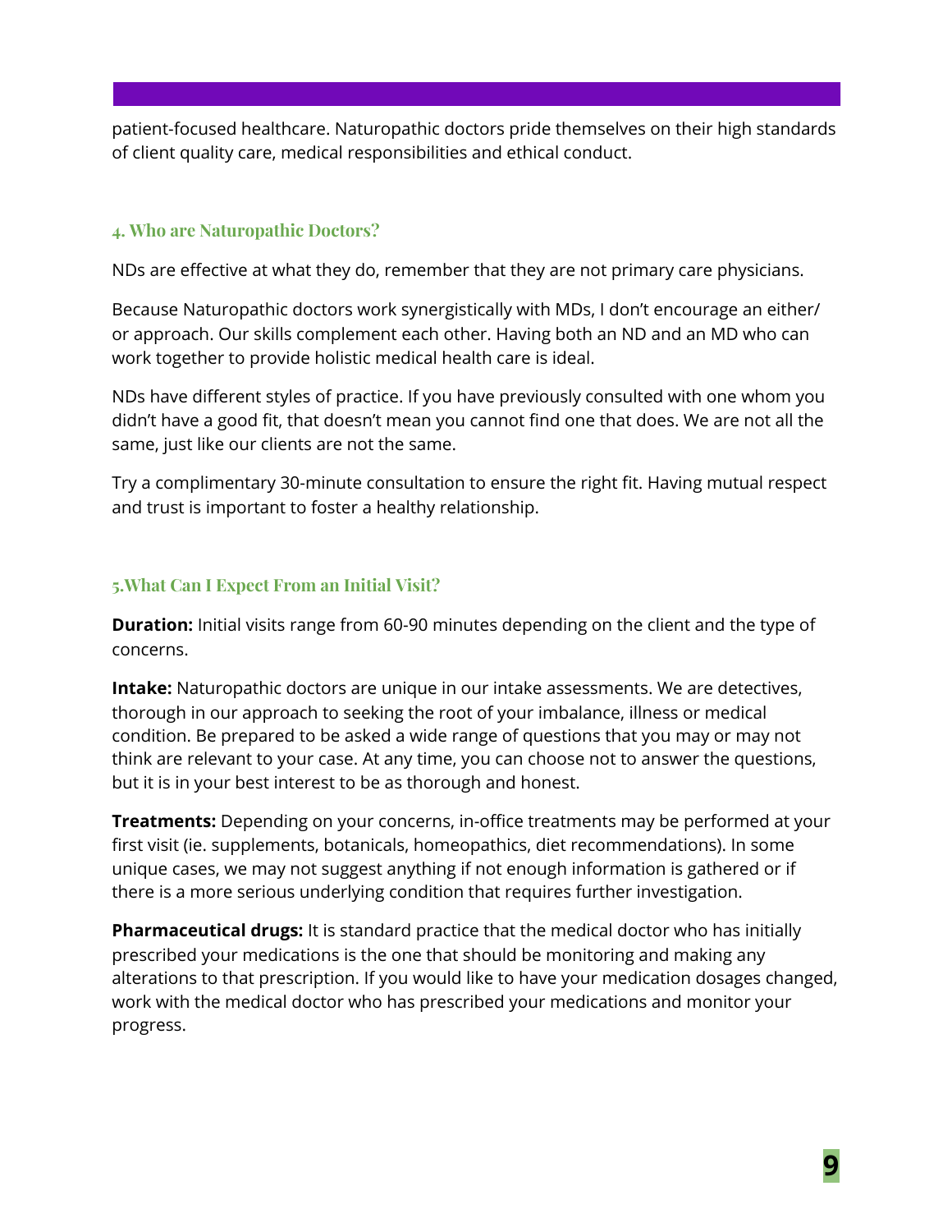patient-focused healthcare. Naturopathic doctors pride themselves on their high standards of client quality care, medical responsibilities and ethical conduct.

### 4. Who are Naturopathic Doctors?

NDs are effective at what they do, remember that they are not primary care physicians.

Because Naturopathic doctors work synergistically with MDs, I don't encourage an either/ or approach. Our skills complement each other. Having both an ND and an MD who can work together to provide holistic medical health care is ideal.

NDs have different styles of practice. If you have previously consulted with one whom you didn't have a good fit, that doesn't mean you cannot find one that does. We are not all the same, just like our clients are not the same.

Try a complimentary 30-minute consultation to ensure the right fit. Having mutual respect and trust is important to foster a healthy relationship.

### 5.What Can I Expect From an Initial Visit?

**Duration:** Initial visits range from 60-90 minutes depending on the client and the type of concerns.

**Intake:** Naturopathic doctors are unique in our intake assessments. We are detectives, thorough in our approach to seeking the root of your imbalance, illness or medical condition. Be prepared to be asked a wide range of questions that you may or may not think are relevant to your case. At any time, you can choose not to answer the questions, but it is in your best interest to be as thorough and honest.

**Treatments:** Depending on your concerns, in-office treatments may be performed at your first visit (ie. supplements, botanicals, homeopathics, diet recommendations). In some unique cases, we may not suggest anything if not enough information is gathered or if there is a more serious underlying condition that requires further investigation.

**Pharmaceutical drugs:** It is standard practice that the medical doctor who has initially prescribed your medications is the one that should be monitoring and making any alterations to that prescription. If you would like to have your medication dosages changed, work with the medical doctor who has prescribed your medications and monitor your progress.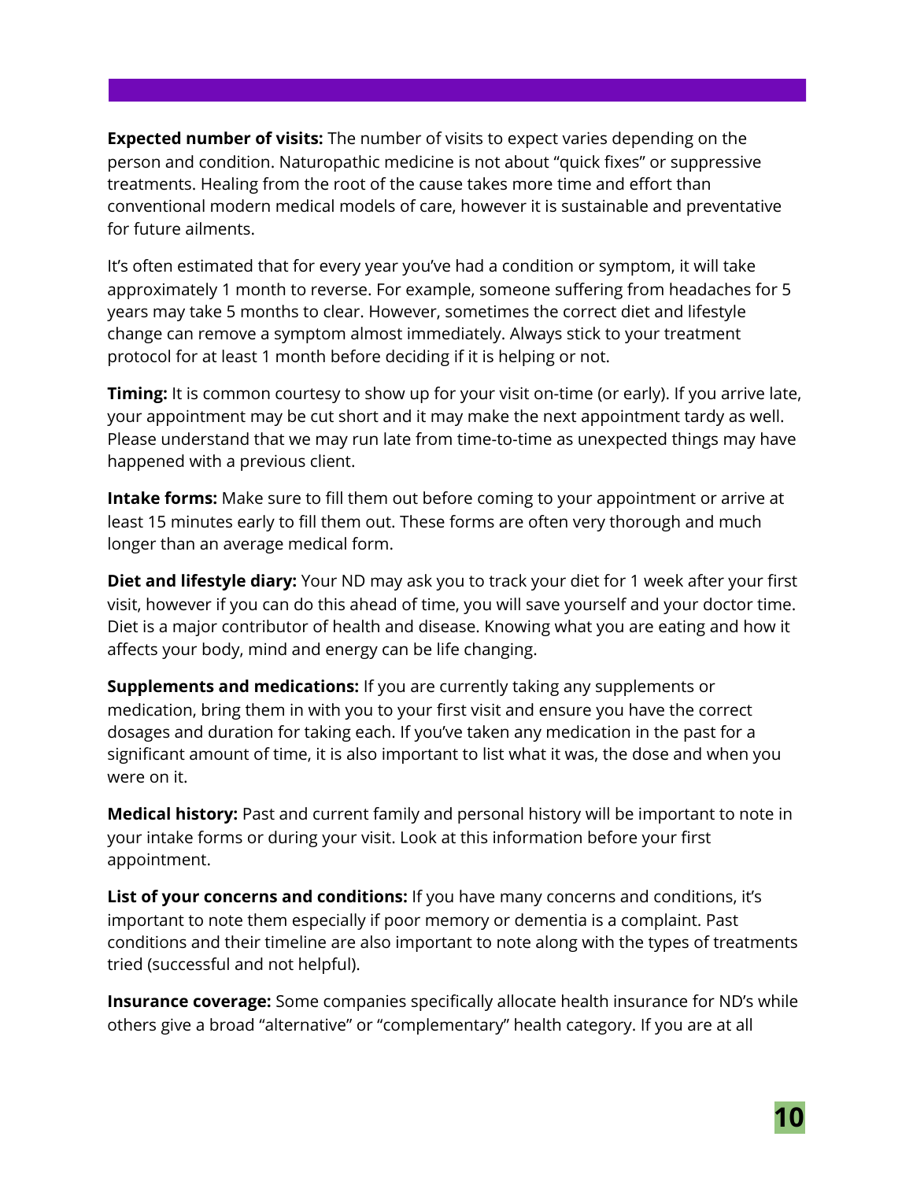**Expected number of visits:** The number of visits to expect varies depending on the person and condition. Naturopathic medicine is not about “quick fixes” or suppressive treatments. Healing from the root of the cause takes more time and effort than conventional modern medical models of care, however it is sustainable and preventative for future ailments.

It’s often estimated that for every year you’ve had a condition or symptom, it will take approximately 1 month to reverse. For example, someone suffering from headaches for 5 years may take 5 months to clear. However, sometimes the correct diet and lifestyle change can remove a symptom almost immediately. Always stick to your treatment protocol for at least 1 month before deciding if it is helping or not.

**Timing:** It is common courtesy to show up for your visit on-time (or early). If you arrive late, your appointment may be cut short and it may make the next appointment tardy as well. Please understand that we may run late from time-to-time as unexpected things may have happened with a previous client.

**Intake forms:** Make sure to fill them out before coming to your appointment or arrive at least 15 minutes early to fill them out. These forms are often very thorough and much longer than an average medical form.

**Diet and lifestyle diary:** Your ND may ask you to track your diet for 1 week after your first visit, however if you can do this ahead of time, you will save yourself and your doctor time. Diet is a major contributor of health and disease. Knowing what you are eating and how it affects your body, mind and energy can be life changing.

**Supplements and medications:** If you are currently taking any supplements or medication, bring them in with you to your first visit and ensure you have the correct dosages and duration for taking each. If you’ve taken any medication in the past for a significant amount of time, it is also important to list what it was, the dose and when you were on it.

**Medical history:** Past and current family and personal history will be important to note in your intake forms or during your visit. Look at this information before your first appointment.

**List of your concerns and conditions:** If you have many concerns and conditions, it’s important to note them especially if poor memory or dementia is a complaint. Past conditions and their timeline are also important to note along with the types of treatments tried (successful and not helpful).

**Insurance coverage:** Some companies specifically allocate health insurance for ND’s while others give a broad “alternative” or “complementary” health category. If you are at all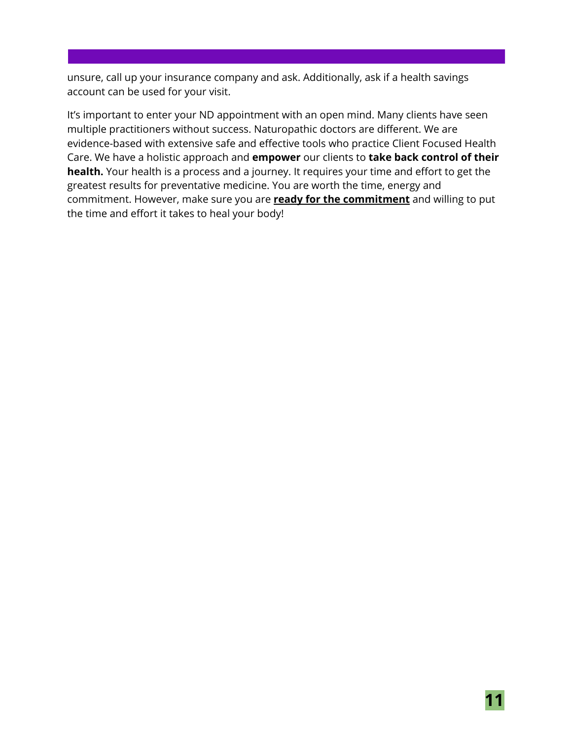unsure, call up your insurance company and ask. Additionally, ask if a health savings account can be used for your visit.

It's important to enter your ND appointment with an open mind. Many clients have seen multiple practitioners without success. Naturopathic doctors are different. We are evidence-based with extensive safe and effective tools who practice Client Focused Health Care. We have a holistic approach and **empower** our clients to **take back control of their health.** Your health is a process and a journey. It requires your time and effort to get the greatest results for preventative medicine. You are worth the time, energy and commitment. However, make sure you are <u>**ready for the commitment**</u> and willing to put the time and effort it takes to heal your body!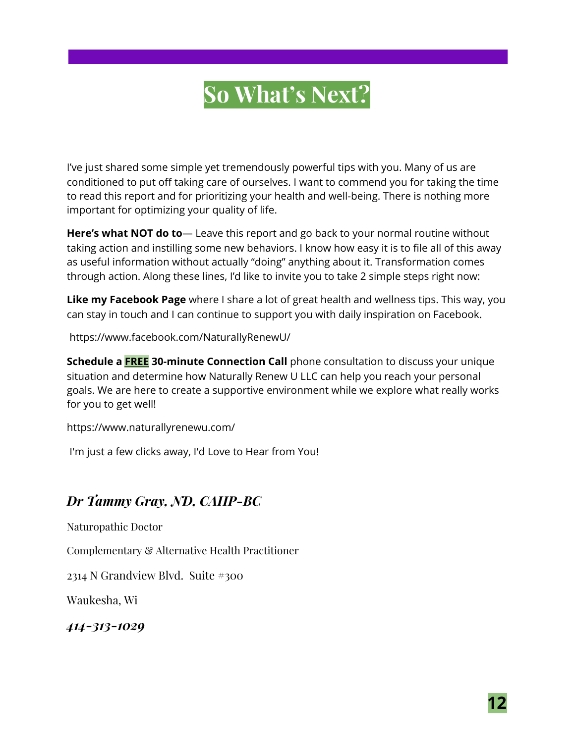# So What's Next?

I've just shared some simple yet tremendously powerful tips with you. Many of us are conditioned to put off taking care of ourselves. I want to commend you for taking the time to read this report and for prioritizing your health and well-being. There is nothing more important for optimizing your quality of life.

**Here's what NOT do to**— Leave this report and go back to your normal routine without taking action and instilling some new behaviors. I know how easy it is to file all of this away as useful information without actually "doing" anything about it. Transformation comes through action. Along these lines, I'd like to invite you to take 2 simple steps right now:

**Like my Facebook Page** where I share a lot of great health and wellness tips. This way, you can stay in touch and I can continue to support you with daily inspiration on Facebook.

https://www.facebook.com/NaturallyRenewU/

**Schedule a FREE 30-minute Connection Call** phone consultation to discuss your unique situation and determine how Naturally Renew U LLC can help you reach your personal goals. We are here to create a supportive environment while we explore what really works for you to get well!

https://www.naturallyrenewu.com/

I'm just a few clicks away, I'd Love to Hear from You!

### *Dr Tammy Gray, ND, CAHP-BC*

Naturopathic Doctor

Complementary & Alternative Health Practitioner

2314 N Grandview Blvd.  Suite #300

Waukesha, Wi

***414-313-1029***